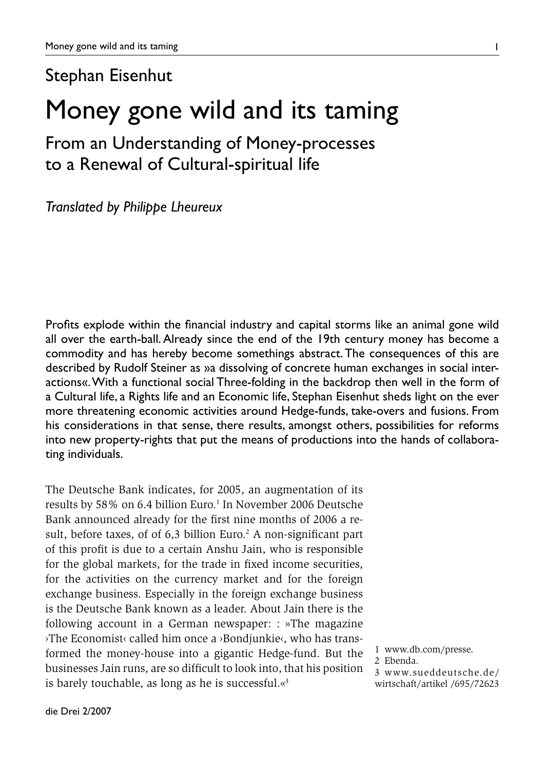Stephan Eisenhut

# Money gone wild and its taming

## From an Understanding of Money-processes to a Renewal of Cultural-spiritual life

*Translated by Philippe Lheureux*

Profits explode within the financial industry and capital storms like an animal gone wild all over the earth-ball. Already since the end of the 19th century money has become a commodity and has hereby become somethings abstract. The consequences of this are described by Rudolf Steiner as »a dissolving of concrete human exchanges in social interactions«. With a functional social Three-folding in the backdrop then well in the form of a Cultural life, a Rights life and an Economic life, Stephan Eisenhut sheds light on the ever more threatening economic activities around Hedge-funds, take-overs and fusions. From his considerations in that sense, there results, amongst others, possibilities for reforms into new property-rights that put the means of productions into the hands of collaborating individuals.

The Deutsche Bank indicates, for 2005, an augmentation of its results by 58% on 6.4 billion Euro.[1] In November 2006 Deutsche Bank announced already for the first nine months of 2006 a result, before taxes, of of 6,3 billion Euro.[2] A non-significant part of this profit is due to a certain Anshu Jain, who is responsible for the global markets, for the trade in fixed income securities, for the activities on the currency market and for the foreign exchange business. Especially in the foreign exchange business is the Deutsche Bank known as a leader. About Jain there is the following account in a German newspaper: : »The magazine ›The Economist‹ called him once a ›Bondjunkie‹, who has transformed the money-house into a gigantic Hedge-fund. But the businesses Jain runs, are so difficult to look into, that his position is barely touchable, as long as he is successful.«[3]

1 www.db.com/presse.
2 Ebenda.
3 www.sueddeutsche.de/wirtschaft/artikel /695/72623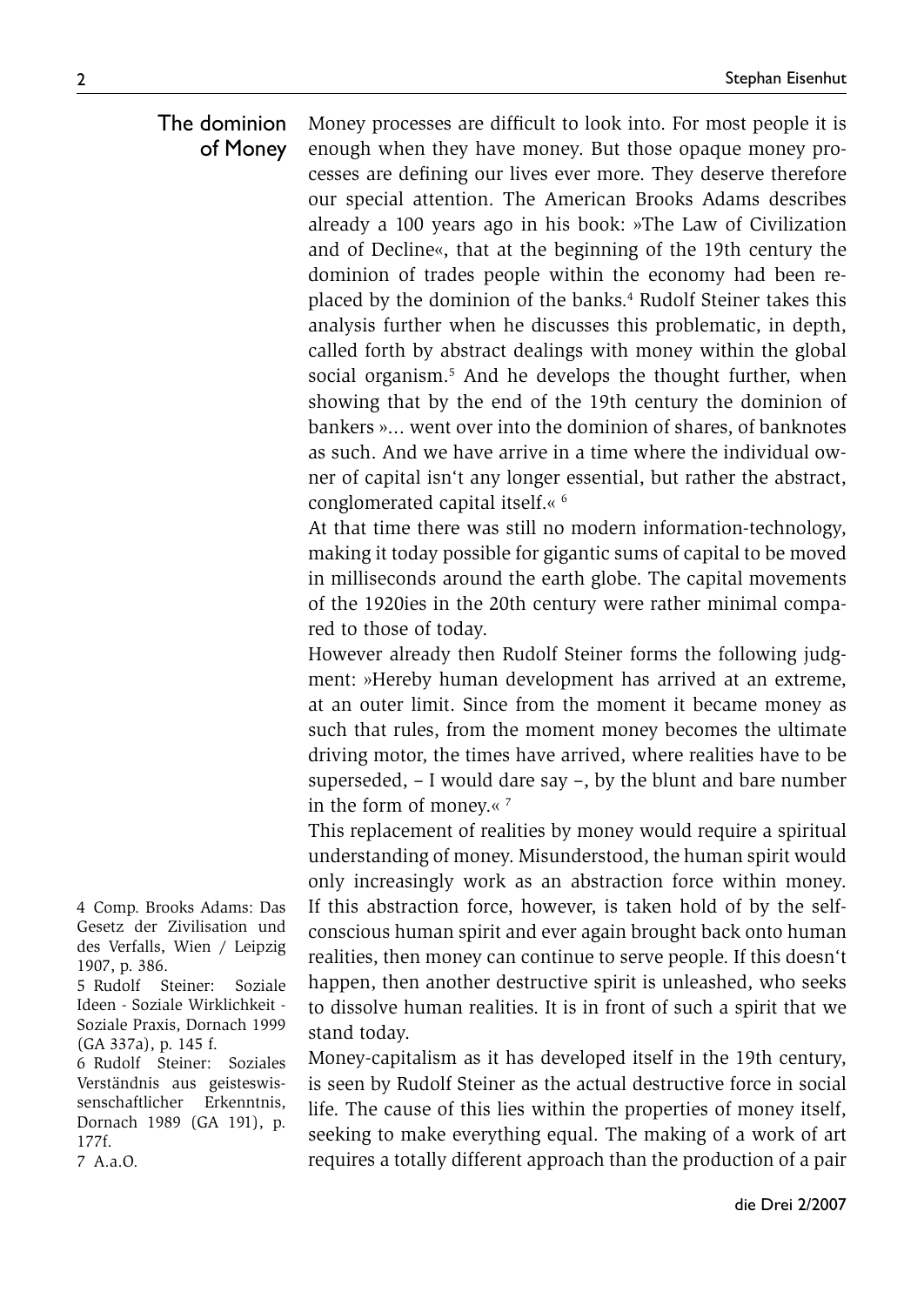## The dominion of Money

Money processes are difficult to look into. For most people it is enough when they have money. But those opaque money processes are defining our lives ever more. They deserve therefore our special attention. The American Brooks Adams describes already a 100 years ago in his book: »The Law of Civilization and of Decline«, that at the beginning of the 19th century the dominion of trades people within the economy had been replaced by the dominion of the banks.[4] Rudolf Steiner takes this analysis further when he discusses this problematic, in depth, called forth by abstract dealings with money within the global social organism.[5] And he develops the thought further, when showing that by the end of the 19th century the dominion of bankers »... went over into the dominion of shares, of banknotes as such. And we have arrive in a time where the individual owner of capital isn't any longer essential, but rather the abstract, conglomerated capital itself.« [6]

At that time there was still no modern information-technology, making it today possible for gigantic sums of capital to be moved in milliseconds around the earth globe. The capital movements of the 1920ies in the 20th century were rather minimal compared to those of today.

However already then Rudolf Steiner forms the following judgment: »Hereby human development has arrived at an extreme, at an outer limit. Since from the moment it became money as such that rules, from the moment money becomes the ultimate driving motor, the times have arrived, where realities have to be superseded, – I would dare say –, by the blunt and bare number in the form of money.« [7]

This replacement of realities by money would require a spiritual understanding of money. Misunderstood, the human spirit would only increasingly work as an abstraction force within money. If this abstraction force, however, is taken hold of by the self-conscious human spirit and ever again brought back onto human realities, then money can continue to serve people. If this doesn't happen, then another destructive spirit is unleashed, who seeks to dissolve human realities. It is in front of such a spirit that we stand today.

Money-capitalism as it has developed itself in the 19th century, is seen by Rudolf Steiner as the actual destructive force in social life. The cause of this lies within the properties of money itself, seeking to make everything equal. The making of a work of art requires a totally different approach than the production of a pair

4 Comp. Brooks Adams: Das Gesetz der Zivilisation und des Verfalls, Wien / Leipzig 1907, p. 386.

5 Rudolf Steiner: Soziale Ideen - Soziale Wirklichkeit - Soziale Praxis, Dornach 1999 (GA 337a), p. 145 f.

6 Rudolf Steiner: Soziales Verständnis aus geisteswissenschaftlicher Erkenntnis, Dornach 1989 (GA 191), p. 177f.

7 A.a.O.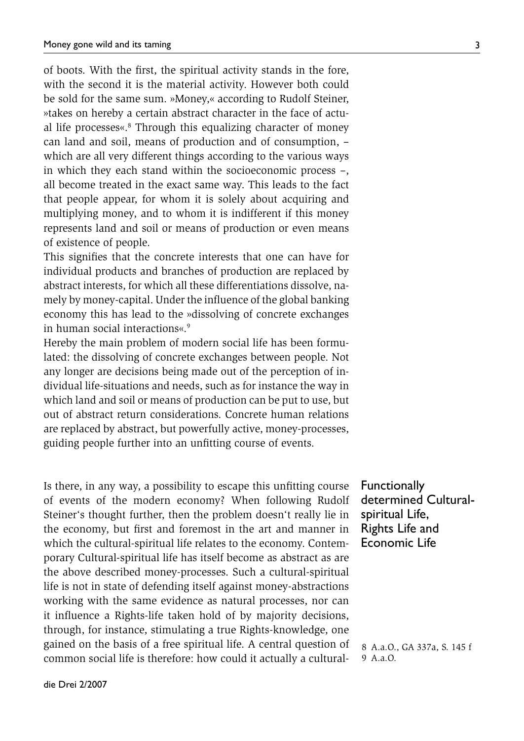of boots. With the first, the spiritual activity stands in the fore, with the second it is the material activity. However both could be sold for the same sum. »Money,« according to Rudolf Steiner, »takes on hereby a certain abstract character in the face of actual life processes«.[8] Through this equalizing character of money can land and soil, means of production and of consumption, – which are all very different things according to the various ways in which they each stand within the socioeconomic process –, all become treated in the exact same way. This leads to the fact that people appear, for whom it is solely about acquiring and multiplying money, and to whom it is indifferent if this money represents land and soil or means of production or even means of existence of people.

This signifies that the concrete interests that one can have for individual products and branches of production are replaced by abstract interests, for which all these differentiations dissolve, namely by money-capital. Under the influence of the global banking economy this has lead to the »dissolving of concrete exchanges in human social interactions«.[9]

Hereby the main problem of modern social life has been formulated: the dissolving of concrete exchanges between people. Not any longer are decisions being made out of the perception of individual life-situations and needs, such as for instance the way in which land and soil or means of production can be put to use, but out of abstract return considerations. Concrete human relations are replaced by abstract, but powerfully active, money-processes, guiding people further into an unfitting course of events.

## Functionally determined Cultural-spiritual Life, Rights Life and Economic Life

Is there, in any way, a possibility to escape this unfitting course of events of the modern economy? When following Rudolf Steiner's thought further, then the problem doesn't really lie in the economy, but first and foremost in the art and manner in which the cultural-spiritual life relates to the economy. Contemporary Cultural-spiritual life has itself become as abstract as are the above described money-processes. Such a cultural-spiritual life is not in state of defending itself against money-abstractions working with the same evidence as natural processes, nor can it influence a Rights-life taken hold of by majority decisions, through, for instance, stimulating a true Rights-knowledge, one gained on the basis of a free spiritual life. A central question of common social life is therefore: how could it actually a cultural-

8 A.a.O., GA 337a, S. 145 f
9 A.a.O.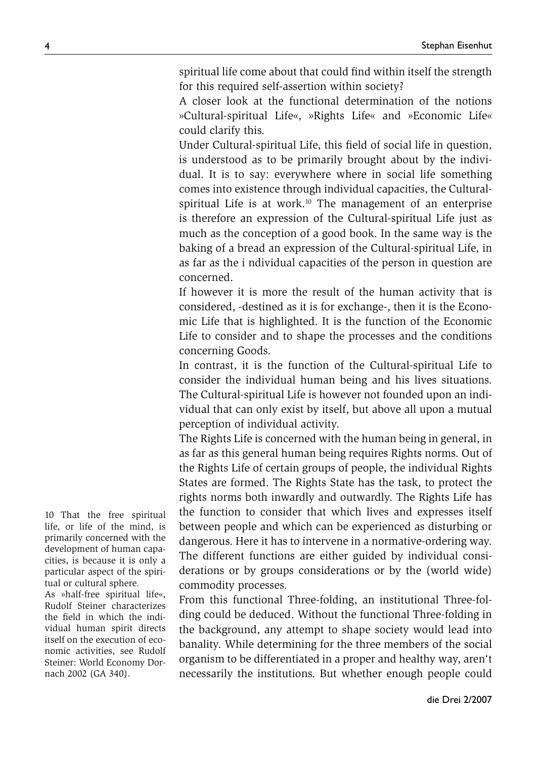spiritual life come about that could find within itself the strength for this required self-assertion within society?

A closer look at the functional determination of the notions »Cultural-spiritual Life«, »Rights Life« and »Economic Life« could clarify this.

Under Cultural-spiritual Life, this field of social life in question, is understood as to be primarily brought about by the individual. It is to say: everywhere where in social life something comes into existence through individual capacities, the Cultural-spiritual Life is at work.[10] The management of an enterprise is therefore an expression of the Cultural-spiritual Life just as much as the conception of a good book. In the same way is the baking of a bread an expression of the Cultural-spiritual Life, in as far as the i ndividual capacities of the person in question are concerned.

If however it is more the result of the human activity that is considered, -destined as it is for exchange-, then it is the Economic Life that is highlighted. It is the function of the Economic Life to consider and to shape the processes and the conditions concerning Goods.

In contrast, it is the function of the Cultural-spiritual Life to consider the individual human being and his lives situations. The Cultural-spiritual Life is however not founded upon an individual that can only exist by itself, but above all upon a mutual perception of individual activity.

The Rights Life is concerned with the human being in general, in as far as this general human being requires Rights norms. Out of the Rights Life of certain groups of people, the individual Rights States are formed. The Rights State has the task, to protect the rights norms both inwardly and outwardly. The Rights Life has the function to consider that which lives and expresses itself between people and which can be experienced as disturbing or dangerous. Here it has to intervene in a normative-ordering way. The different functions are either guided by individual considerations or by groups considerations or by the (world wide) commodity processes.

From this functional Three-folding, an institutional Three-folding could be deduced. Without the functional Three-folding in the background, any attempt to shape society would lead into banality. While determining for the three members of the social organism to be differentiated in a proper and healthy way, aren't necessarily the institutions. But whether enough people could

10 That the free spiritual life, or life of the mind, is primarily concerned with the development of human capacities, is because it is only a particular aspect of the spiritual or cultural sphere.
As »half-free spiritual life«, Rudolf Steiner characterizes the field in which the individual human spirit directs itself on the execution of economic activities, see Rudolf Steiner: World Economy Dornach 2002 (GA 340).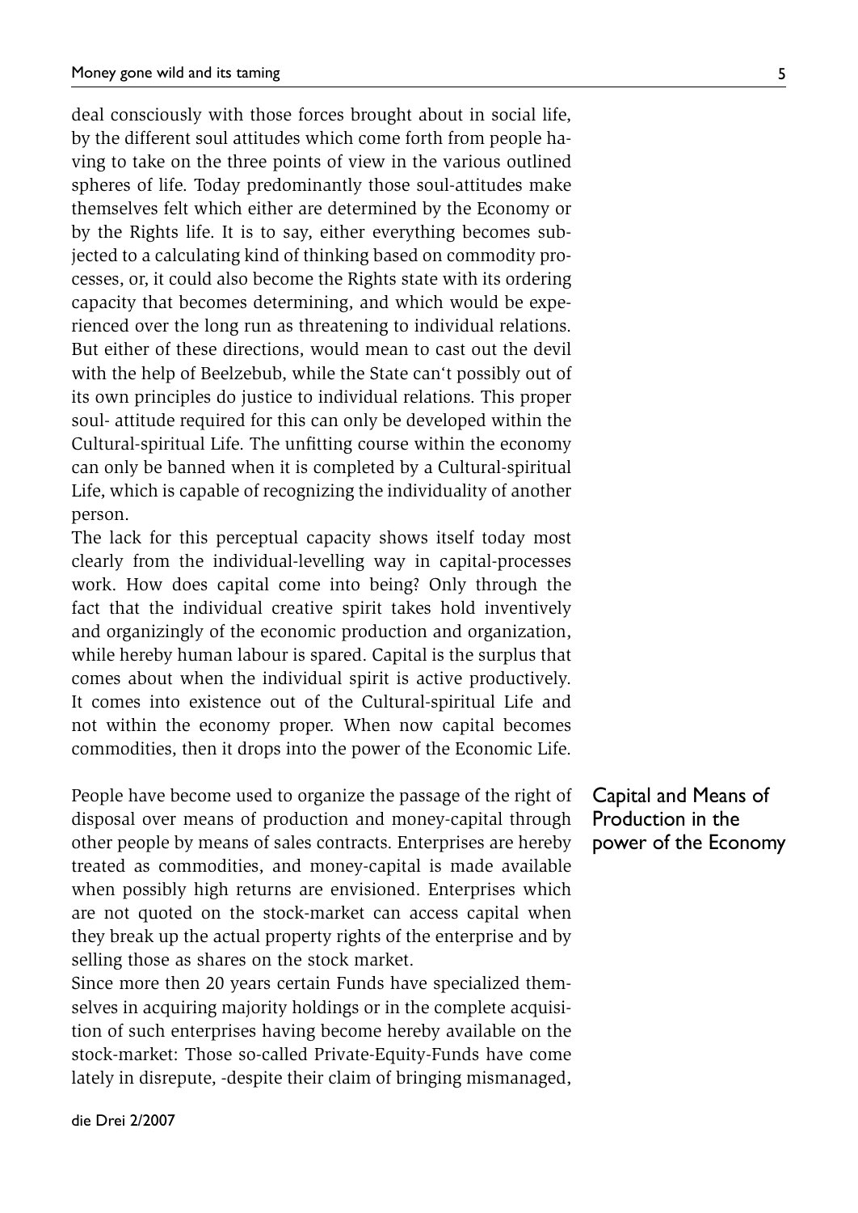deal consciously with those forces brought about in social life, by the different soul attitudes which come forth from people having to take on the three points of view in the various outlined spheres of life. Today predominantly those soul-attitudes make themselves felt which either are determined by the Economy or by the Rights life. It is to say, either everything becomes subjected to a calculating kind of thinking based on commodity processes, or, it could also become the Rights state with its ordering capacity that becomes determining, and which would be experienced over the long run as threatening to individual relations. But either of these directions, would mean to cast out the devil with the help of Beelzebub, while the State can't possibly out of its own principles do justice to individual relations. This proper soul- attitude required for this can only be developed within the Cultural-spiritual Life. The unfitting course within the economy can only be banned when it is completed by a Cultural-spiritual Life, which is capable of recognizing the individuality of another person.

The lack for this perceptual capacity shows itself today most clearly from the individual-levelling way in capital-processes work. How does capital come into being? Only through the fact that the individual creative spirit takes hold inventively and organizingly of the economic production and organization, while hereby human labour is spared. Capital is the surplus that comes about when the individual spirit is active productively. It comes into existence out of the Cultural-spiritual Life and not within the economy proper. When now capital becomes commodities, then it drops into the power of the Economic Life.

## Capital and Means of Production in the power of the Economy

People have become used to organize the passage of the right of disposal over means of production and money-capital through other people by means of sales contracts. Enterprises are hereby treated as commodities, and money-capital is made available when possibly high returns are envisioned. Enterprises which are not quoted on the stock-market can access capital when they break up the actual property rights of the enterprise and by selling those as shares on the stock market.

Since more then 20 years certain Funds have specialized themselves in acquiring majority holdings or in the complete acquisition of such enterprises having become hereby available on the stock-market: Those so-called Private-Equity-Funds have come lately in disrepute, -despite their claim of bringing mismanaged,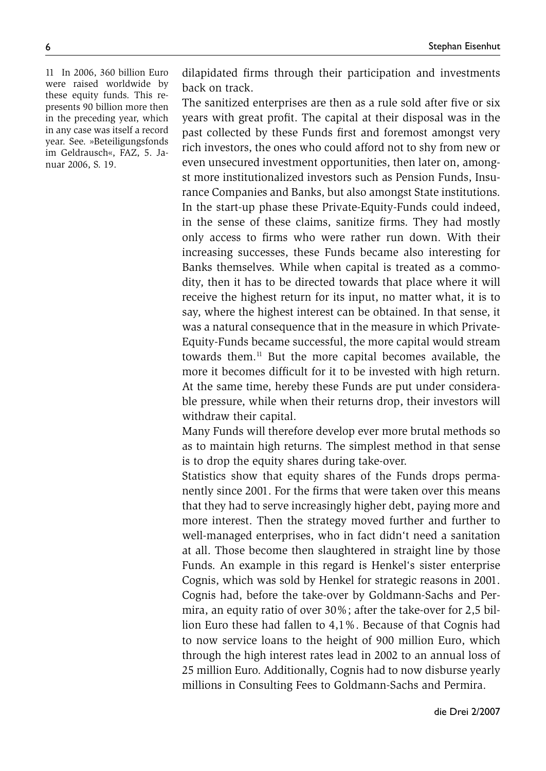dilapidated firms through their participation and investments back on track.

The sanitized enterprises are then as a rule sold after five or six years with great profit. The capital at their disposal was in the past collected by these Funds first and foremost amongst very rich investors, the ones who could afford not to shy from new or even unsecured investment opportunities, then later on, amongst more institutionalized investors such as Pension Funds, Insurance Companies and Banks, but also amongst State institutions. In the start-up phase these Private-Equity-Funds could indeed, in the sense of these claims, sanitize firms. They had mostly only access to firms who were rather run down. With their increasing successes, these Funds became also interesting for Banks themselves. While when capital is treated as a commodity, then it has to be directed towards that place where it will receive the highest return for its input, no matter what, it is to say, where the highest interest can be obtained. In that sense, it was a natural consequence that in the measure in which Private-Equity-Funds became successful, the more capital would stream towards them.[11] But the more capital becomes available, the more it becomes difficult for it to be invested with high return. At the same time, hereby these Funds are put under considerable pressure, while when their returns drop, their investors will withdraw their capital.

Many Funds will therefore develop ever more brutal methods so as to maintain high returns. The simplest method in that sense is to drop the equity shares during take-over.

Statistics show that equity shares of the Funds drops permanently since 2001. For the firms that were taken over this means that they had to serve increasingly higher debt, paying more and more interest. Then the strategy moved further and further to well-managed enterprises, who in fact didn't need a sanitation at all. Those become then slaughtered in straight line by those Funds. An example in this regard is Henkel's sister enterprise Cognis, which was sold by Henkel for strategic reasons in 2001. Cognis had, before the take-over by Goldmann-Sachs and Permira, an equity ratio of over 30%; after the take-over for 2,5 billion Euro these had fallen to 4,1%. Because of that Cognis had to now service loans to the height of 900 million Euro, which through the high interest rates lead in 2002 to an annual loss of 25 million Euro. Additionally, Cognis had to now disburse yearly millions in Consulting Fees to Goldmann-Sachs and Permira.

11 In 2006, 360 billion Euro were raised worldwide by these equity funds. This represents 90 billion more then in the preceding year, which in any case was itself a record year. See. »Beteiligungsfonds im Geldrausch«, FAZ, 5. Januar 2006, S. 19.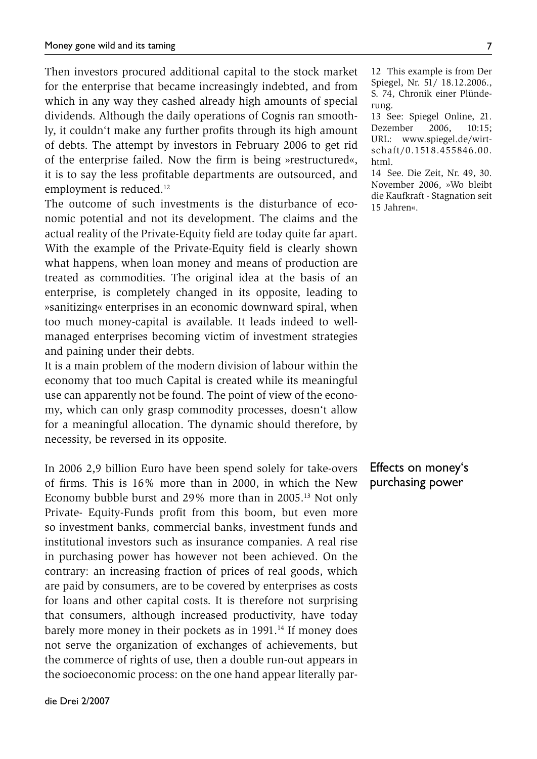Then investors procured additional capital to the stock market for the enterprise that became increasingly indebted, and from which in any way they cashed already high amounts of special dividends. Although the daily operations of Cognis ran smoothly, it couldn't make any further profits through its high amount of debts. The attempt by investors in February 2006 to get rid of the enterprise failed. Now the firm is being »restructured«, it is to say the less profitable departments are outsourced, and employment is reduced.[12]

The outcome of such investments is the disturbance of economic potential and not its development. The claims and the actual reality of the Private-Equity field are today quite far apart. With the example of the Private-Equity field is clearly shown what happens, when loan money and means of production are treated as commodities. The original idea at the basis of an enterprise, is completely changed in its opposite, leading to »sanitizing« enterprises in an economic downward spiral, when too much money-capital is available. It leads indeed to well-managed enterprises becoming victim of investment strategies and paining under their debts.

It is a main problem of the modern division of labour within the economy that too much Capital is created while its meaningful use can apparently not be found. The point of view of the economy, which can only grasp commodity processes, doesn't allow for a meaningful allocation. The dynamic should therefore, by necessity, be reversed in its opposite.

## Effects on money's purchasing power

In 2006 2,9 billion Euro have been spend solely for take-overs of firms. This is 16% more than in 2000, in which the New Economy bubble burst and 29% more than in 2005.[13] Not only Private- Equity-Funds profit from this boom, but even more so investment banks, commercial banks, investment funds and institutional investors such as insurance companies. A real rise in purchasing power has however not been achieved. On the contrary: an increasing fraction of prices of real goods, which are paid by consumers, are to be covered by enterprises as costs for loans and other capital costs. It is therefore not surprising that consumers, although increased productivity, have today barely more money in their pockets as in 1991.[14] If money does not serve the organization of exchanges of achievements, but the commerce of rights of use, then a double run-out appears in the socioeconomic process: on the one hand appear literally par-

---

12 This example is from Der Spiegel, Nr. 51/ 18.12.2006., S. 74, Chronik einer Plünderung.

13 See: Spiegel Online, 21. Dezember 2006, 10:15; URL: www.spiegel.de/wirtschaft/0.1518.455846.00.html.

14 See. Die Zeit, Nr. 49, 30. November 2006, »Wo bleibt die Kaufkraft - Stagnation seit 15 Jahren«.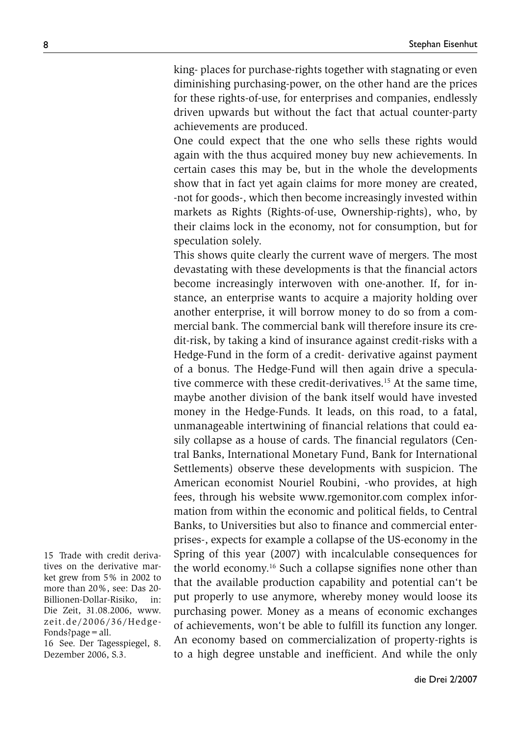king- places for purchase-rights together with stagnating or even diminishing purchasing-power, on the other hand are the prices for these rights-of-use, for enterprises and companies, endlessly driven upwards but without the fact that actual counter-party achievements are produced.

One could expect that the one who sells these rights would again with the thus acquired money buy new achievements. In certain cases this may be, but in the whole the developments show that in fact yet again claims for more money are created, -not for goods-, which then become increasingly invested within markets as Rights (Rights-of-use, Ownership-rights), who, by their claims lock in the economy, not for consumption, but for speculation solely.

This shows quite clearly the current wave of mergers. The most devastating with these developments is that the financial actors become increasingly interwoven with one-another. If, for instance, an enterprise wants to acquire a majority holding over another enterprise, it will borrow money to do so from a commercial bank. The commercial bank will therefore insure its credit-risk, by taking a kind of insurance against credit-risks with a Hedge-Fund in the form of a credit- derivative against payment of a bonus. The Hedge-Fund will then again drive a speculative commerce with these credit-derivatives.[15] At the same time, maybe another division of the bank itself would have invested money in the Hedge-Funds. It leads, on this road, to a fatal, unmanageable intertwining of financial relations that could easily collapse as a house of cards. The financial regulators (Central Banks, International Monetary Fund, Bank for International Settlements) observe these developments with suspicion. The American economist Nouriel Roubini, -who provides, at high fees, through his website www.rgemonitor.com complex information from within the economic and political fields, to Central Banks, to Universities but also to finance and commercial enterprises-, expects for example a collapse of the US-economy in the Spring of this year (2007) with incalculable consequences for the world economy.[16] Such a collapse signifies none other than that the available production capability and potential can't be put properly to use anymore, whereby money would loose its purchasing power. Money as a means of economic exchanges of achievements, won't be able to fulfill its function any longer. An economy based on commercialization of property-rights is to a high degree unstable and inefficient. And while the only

15 Trade with credit derivatives on the derivative market grew from 5% in 2002 to more than 20%, see: Das 20-Billionen-Dollar-Risiko, in: Die Zeit, 31.08.2006, www.zeit.de/2006/36/Hedge-Fonds?page=all.

16 See. Der Tagesspiegel, 8. Dezember 2006, S.3.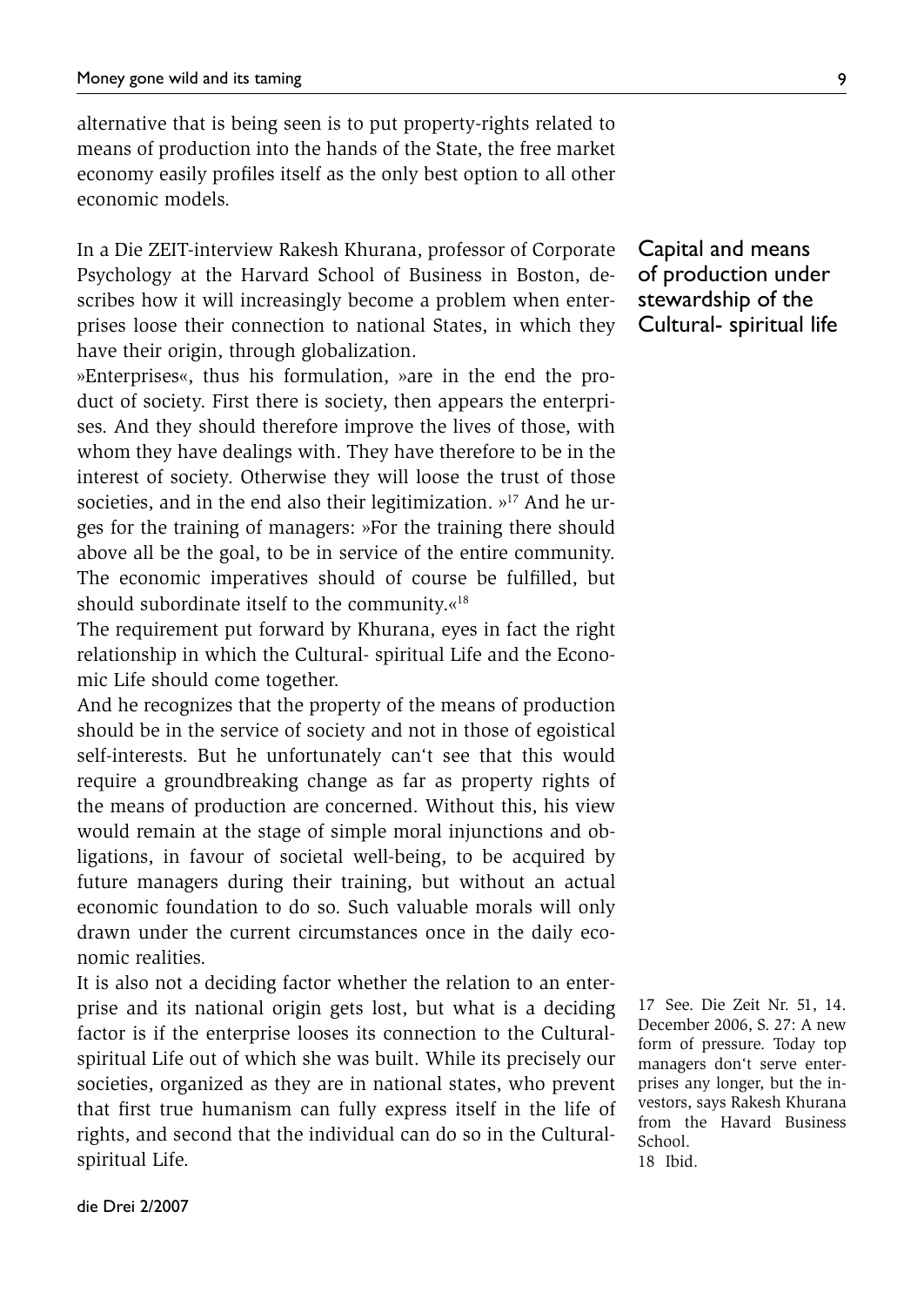alternative that is being seen is to put property-rights related to means of production into the hands of the State, the free market economy easily profiles itself as the only best option to all other economic models.

## Capital and means of production under stewardship of the Cultural- spiritual life

In a Die ZEIT-interview Rakesh Khurana, professor of Corporate Psychology at the Harvard School of Business in Boston, describes how it will increasingly become a problem when enterprises loose their connection to national States, in which they have their origin, through globalization.

»Enterprises«, thus his formulation, »are in the end the product of society. First there is society, then appears the enterprises. And they should therefore improve the lives of those, with whom they have dealings with. They have therefore to be in the interest of society. Otherwise they will loose the trust of those societies, and in the end also their legitimization. »[17] And he urges for the training of managers: »For the training there should above all be the goal, to be in service of the entire community. The economic imperatives should of course be fulfilled, but should subordinate itself to the community.«[18]

The requirement put forward by Khurana, eyes in fact the right relationship in which the Cultural- spiritual Life and the Economic Life should come together.

And he recognizes that the property of the means of production should be in the service of society and not in those of egoistical self-interests. But he unfortunately can't see that this would require a groundbreaking change as far as property rights of the means of production are concerned. Without this, his view would remain at the stage of simple moral injunctions and obligations, in favour of societal well-being, to be acquired by future managers during their training, but without an actual economic foundation to do so. Such valuable morals will only drawn under the current circumstances once in the daily economic realities.

It is also not a deciding factor whether the relation to an enterprise and its national origin gets lost, but what is a deciding factor is if the enterprise looses its connection to the Cultural-spiritual Life out of which she was built. While its precisely our societies, organized as they are in national states, who prevent that first true humanism can fully express itself in the life of rights, and second that the individual can do so in the Cultural-spiritual Life.

17 See. Die Zeit Nr. 51, 14. December 2006, S. 27: A new form of pressure. Today top managers don't serve enterprises any longer, but the investors, says Rakesh Khurana from the Havard Business School.

18 Ibid.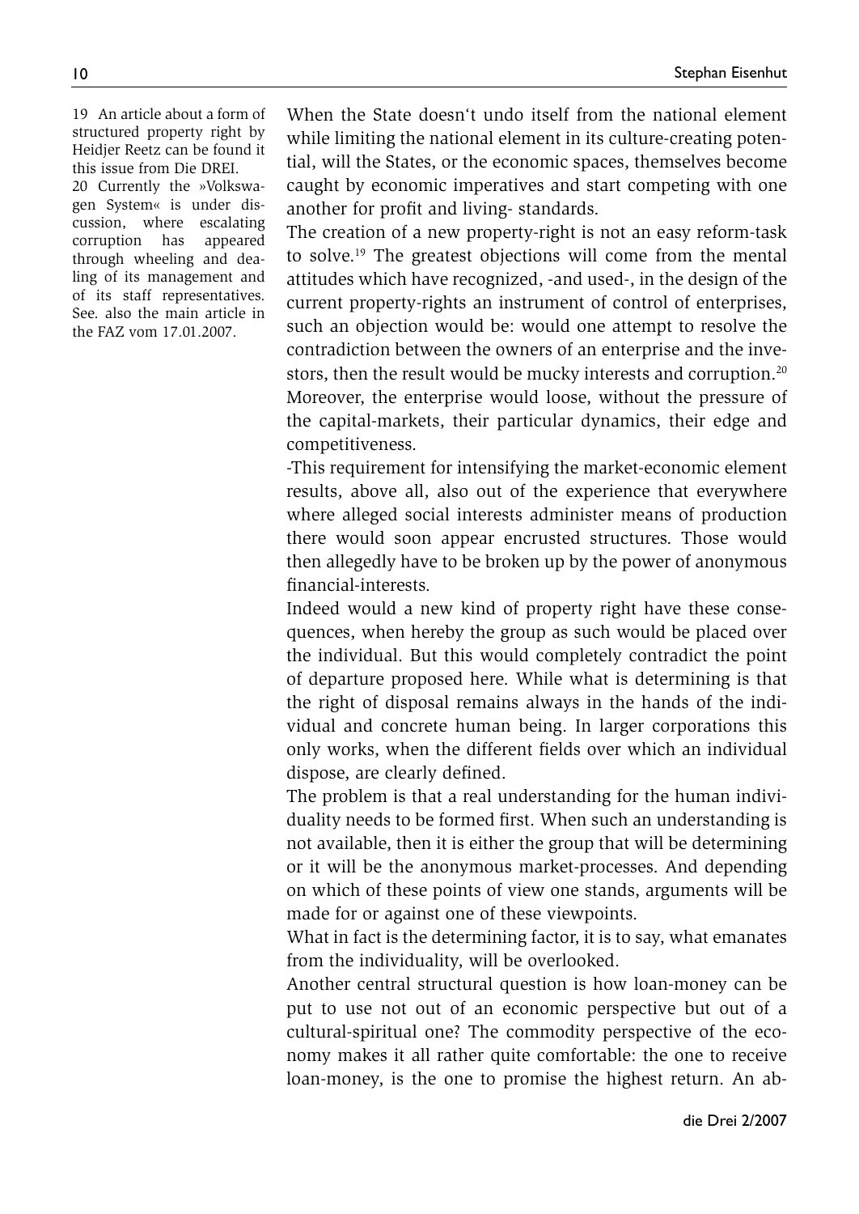When the State doesn't undo itself from the national element while limiting the national element in its culture-creating potential, will the States, or the economic spaces, themselves become caught by economic imperatives and start competing with one another for profit and living- standards.

The creation of a new property-right is not an easy reform-task to solve.[19] The greatest objections will come from the mental attitudes which have recognized, -and used-, in the design of the current property-rights an instrument of control of enterprises, such an objection would be: would one attempt to resolve the contradiction between the owners of an enterprise and the investors, then the result would be mucky interests and corruption.[20] Moreover, the enterprise would loose, without the pressure of the capital-markets, their particular dynamics, their edge and competitiveness.

-This requirement for intensifying the market-economic element results, above all, also out of the experience that everywhere where alleged social interests administer means of production there would soon appear encrusted structures. Those would then allegedly have to be broken up by the power of anonymous financial-interests.

Indeed would a new kind of property right have these consequences, when hereby the group as such would be placed over the individual. But this would completely contradict the point of departure proposed here. While what is determining is that the right of disposal remains always in the hands of the individual and concrete human being. In larger corporations this only works, when the different fields over which an individual dispose, are clearly defined.

The problem is that a real understanding for the human individuality needs to be formed first. When such an understanding is not available, then it is either the group that will be determining or it will be the anonymous market-processes. And depending on which of these points of view one stands, arguments will be made for or against one of these viewpoints.

What in fact is the determining factor, it is to say, what emanates from the individuality, will be overlooked.

Another central structural question is how loan-money can be put to use not out of an economic perspective but out of a cultural-spiritual one? The commodity perspective of the economy makes it all rather quite comfortable: the one to receive loan-money, is the one to promise the highest return. An ab-

19 An article about a form of structured property right by Heidjer Reetz can be found it this issue from Die DREI.

20 Currently the »Volkswagen System« is under discussion, where escalating corruption has appeared through wheeling and dealing of its management and of its staff representatives. See. also the main article in the FAZ vom 17.01.2007.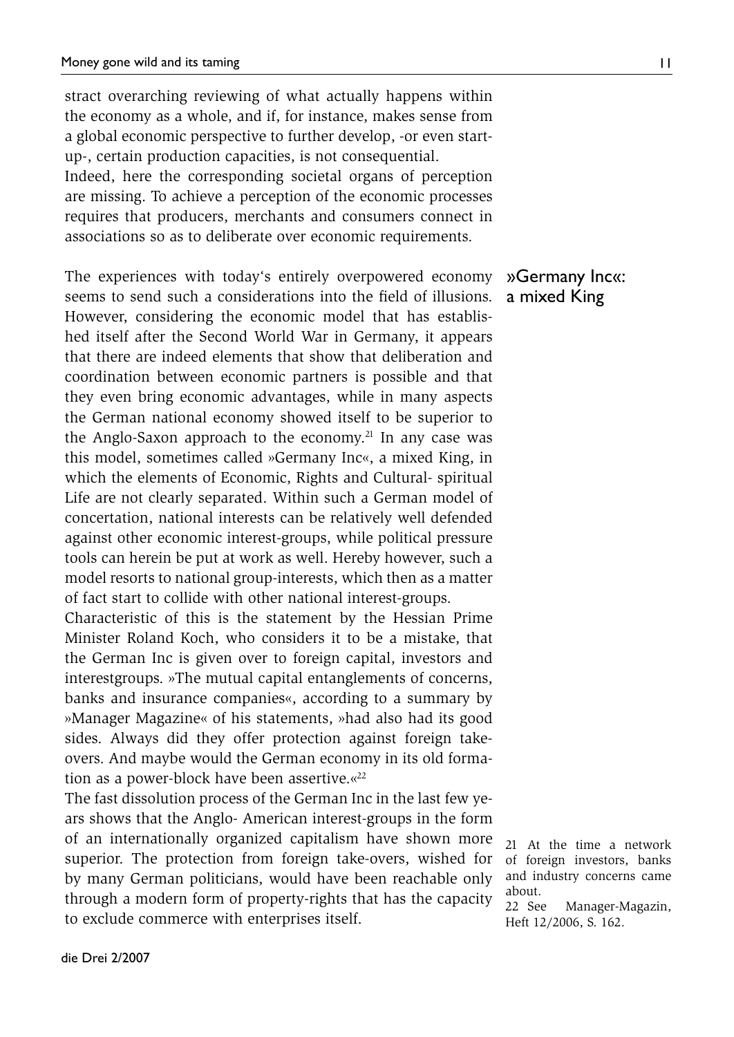stract overarching reviewing of what actually happens within the economy as a whole, and if, for instance, makes sense from a global economic perspective to further develop, -or even start-up-, certain production capacities, is not consequential.
Indeed, here the corresponding societal organs of perception are missing. To achieve a perception of the economic processes requires that producers, merchants and consumers connect in associations so as to deliberate over economic requirements.

## »Germany Inc«: a mixed King

The experiences with today‘s entirely overpowered economy seems to send such a considerations into the field of illusions. However, considering the economic model that has established itself after the Second World War in Germany, it appears that there are indeed elements that show that deliberation and coordination between economic partners is possible and that they even bring economic advantages, while in many aspects the German national economy showed itself to be superior to the Anglo-Saxon approach to the economy.[21] In any case was this model, sometimes called »Germany Inc«, a mixed King, in which the elements of Economic, Rights and Cultural- spiritual Life are not clearly separated. Within such a German model of concertation, national interests can be relatively well defended against other economic interest-groups, while political pressure tools can herein be put at work as well. Hereby however, such a model resorts to national group-interests, which then as a matter of fact start to collide with other national interest-groups.
Characteristic of this is the statement by the Hessian Prime Minister Roland Koch, who considers it to be a mistake, that the German Inc is given over to foreign capital, investors and interestgroups. »The mutual capital entanglements of concerns, banks and insurance companies«, according to a summary by »Manager Magazine« of his statements, »had also had its good sides. Always did they offer protection against foreign take-overs. And maybe would the German economy in its old formation as a power-block have been assertive.«[22]
The fast dissolution process of the German Inc in the last few years shows that the Anglo- American interest-groups in the form of an internationally organized capitalism have shown more superior. The protection from foreign take-overs, wished for by many German politicians, would have been reachable only through a modern form of property-rights that has the capacity to exclude commerce with enterprises itself.

21 At the time a network of foreign investors, banks and industry concerns came about.
22 See Manager-Magazin, Heft 12/2006, S. 162.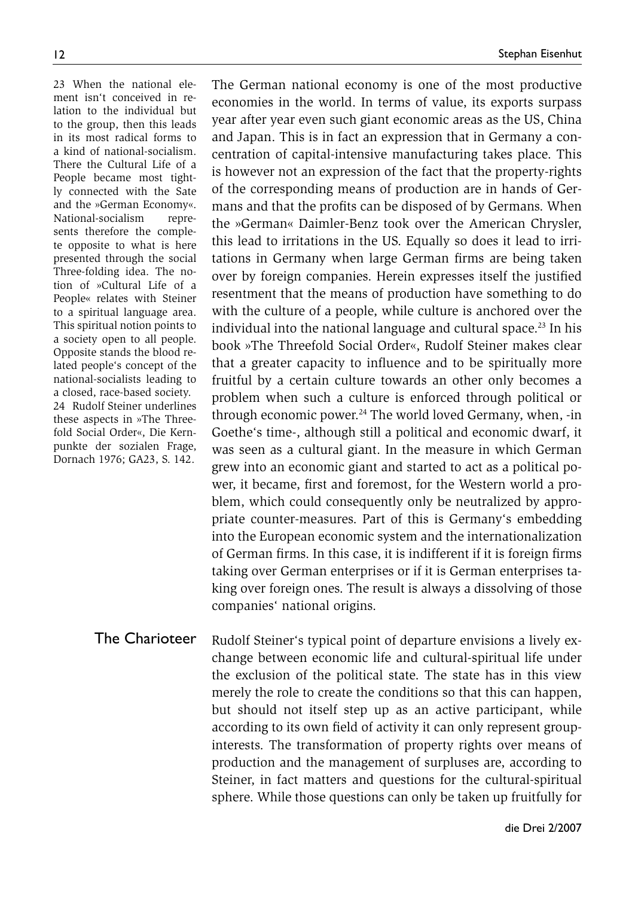The German national economy is one of the most productive economies in the world. In terms of value, its exports surpass year after year even such giant economic areas as the US, China and Japan. This is in fact an expression that in Germany a concentration of capital-intensive manufacturing takes place. This is however not an expression of the fact that the property-rights of the corresponding means of production are in hands of Germans and that the profits can be disposed of by Germans. When the »German« Daimler-Benz took over the American Chrysler, this lead to irritations in the US. Equally so does it lead to irritations in Germany when large German firms are being taken over by foreign companies. Herein expresses itself the justified resentment that the means of production have something to do with the culture of a people, while culture is anchored over the individual into the national language and cultural space.[23] In his book »The Threefold Social Order«, Rudolf Steiner makes clear that a greater capacity to influence and to be spiritually more fruitful by a certain culture towards an other only becomes a problem when such a culture is enforced through political or through economic power.[24] The world loved Germany, when, -in Goethe's time-, although still a political and economic dwarf, it was seen as a cultural giant. In the measure in which German grew into an economic giant and started to act as a political power, it became, first and foremost, for the Western world a problem, which could consequently only be neutralized by appropriate counter-measures. Part of this is Germany's embedding into the European economic system and the internationalization of German firms. In this case, it is indifferent if it is foreign firms taking over German enterprises or if it is German enterprises taking over foreign ones. The result is always a dissolving of those companies' national origins.

## The Charioteer

Rudolf Steiner's typical point of departure envisions a lively exchange between economic life and cultural-spiritual life under the exclusion of the political state. The state has in this view merely the role to create the conditions so that this can happen, but should not itself step up as an active participant, while according to its own field of activity it can only represent group-interests. The transformation of property rights over means of production and the management of surpluses are, according to Steiner, in fact matters and questions for the cultural-spiritual sphere. While those questions can only be taken up fruitfully for

---

23 When the national element isn't conceived in relation to the individual but to the group, then this leads in its most radical forms to a kind of national-socialism. There the Cultural Life of a People became most tightly connected with the Sate and the »German Economy«. National-socialism represents therefore the complete opposite to what is here presented through the social Three-folding idea. The notion of »Cultural Life of a People« relates with Steiner to a spiritual language area. This spiritual notion points to a society open to all people. Opposite stands the blood related people's concept of the national-socialists leading to a closed, race-based society.

24 Rudolf Steiner underlines these aspects in »The Threefold Social Order«, Die Kernpunkte der sozialen Frage, Dornach 1976; GA23, S. 142.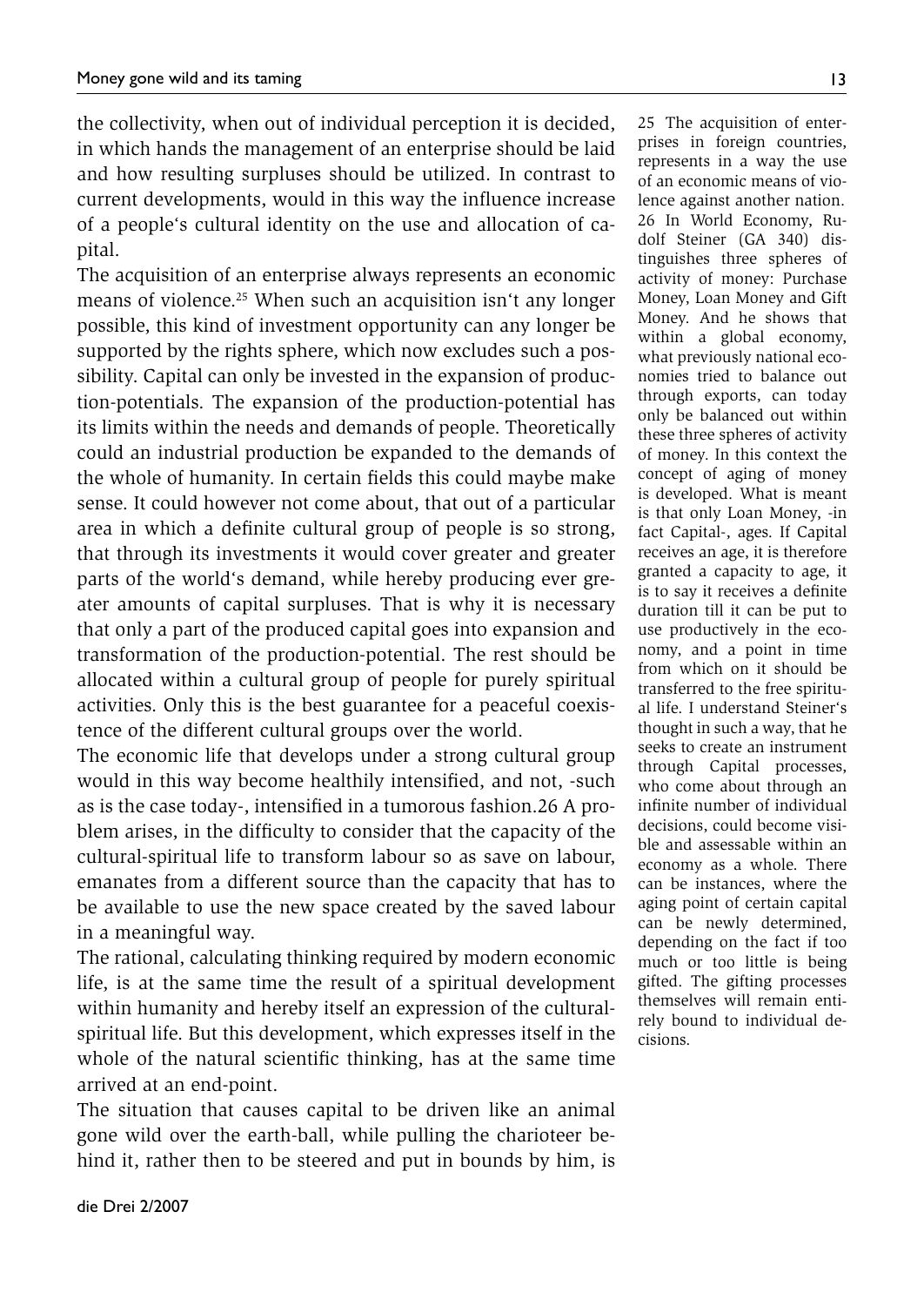the collectivity, when out of individual perception it is decided, in which hands the management of an enterprise should be laid and how resulting surpluses should be utilized. In contrast to current developments, would in this way the influence increase of a people's cultural identity on the use and allocation of capital.

The acquisition of an enterprise always represents an economic means of violence.[25] When such an acquisition isn't any longer possible, this kind of investment opportunity can any longer be supported by the rights sphere, which now excludes such a possibility. Capital can only be invested in the expansion of production-potentials. The expansion of the production-potential has its limits within the needs and demands of people. Theoretically could an industrial production be expanded to the demands of the whole of humanity. In certain fields this could maybe make sense. It could however not come about, that out of a particular area in which a definite cultural group of people is so strong, that through its investments it would cover greater and greater parts of the world's demand, while hereby producing ever greater amounts of capital surpluses. That is why it is necessary that only a part of the produced capital goes into expansion and transformation of the production-potential. The rest should be allocated within a cultural group of people for purely spiritual activities. Only this is the best guarantee for a peaceful coexistence of the different cultural groups over the world.

The economic life that develops under a strong cultural group would in this way become healthily intensified, and not, -such as is the case today-, intensified in a tumorous fashion.26 A problem arises, in the difficulty to consider that the capacity of the cultural-spiritual life to transform labour so as save on labour, emanates from a different source than the capacity that has to be available to use the new space created by the saved labour in a meaningful way.

The rational, calculating thinking required by modern economic life, is at the same time the result of a spiritual development within humanity and hereby itself an expression of the cultural-spiritual life. But this development, which expresses itself in the whole of the natural scientific thinking, has at the same time arrived at an end-point.

The situation that causes capital to be driven like an animal gone wild over the earth-ball, while pulling the charioteer behind it, rather then to be steered and put in bounds by him, is

---

25 The acquisition of enterprises in foreign countries, represents in a way the use of an economic means of violence against another nation.

26 In World Economy, Rudolf Steiner (GA 340) distinguishes three spheres of activity of money: Purchase Money, Loan Money and Gift Money. And he shows that within a global economy, what previously national economies tried to balance out through exports, can today only be balanced out within these three spheres of activity of money. In this context the concept of aging of money is developed. What is meant is that only Loan Money, -in fact Capital-, ages. If Capital receives an age, it is therefore granted a capacity to age, it is to say it receives a definite duration till it can be put to use productively in the economy, and a point in time from which on it should be transferred to the free spiritual life. I understand Steiner's thought in such a way, that he seeks to create an instrument through Capital processes, who come about through an infinite number of individual decisions, could become visible and assessable within an economy as a whole. There can be instances, where the aging point of certain capital can be newly determined, depending on the fact if too much or too little is being gifted. The gifting processes themselves will remain entirely bound to individual decisions.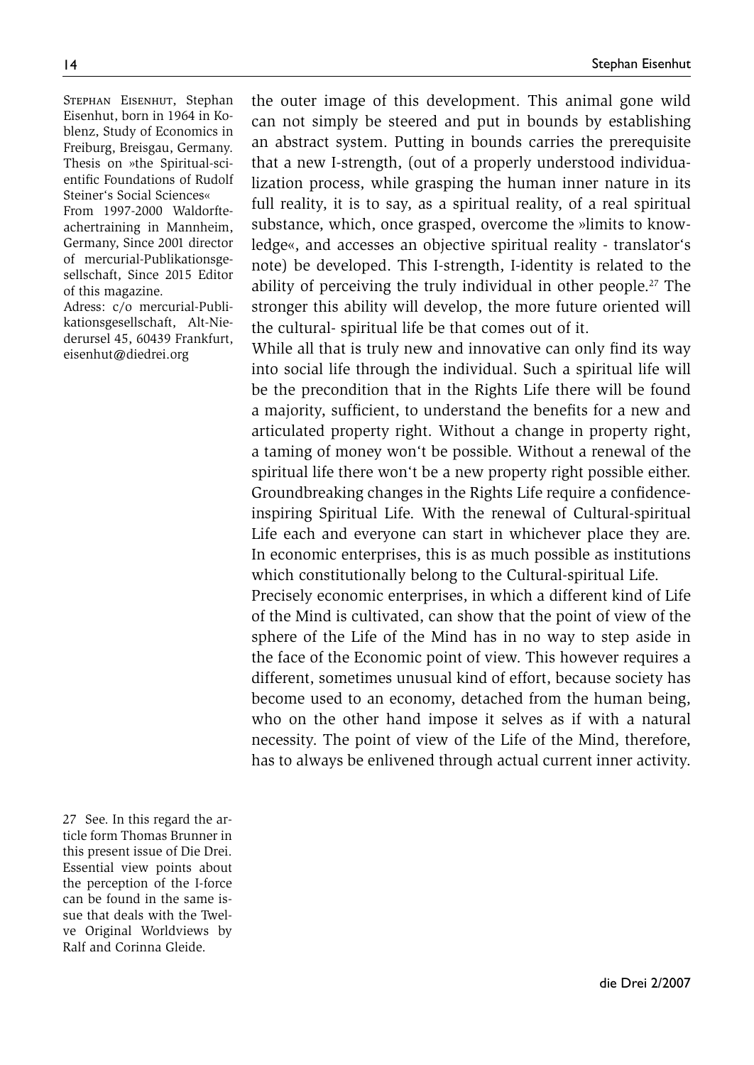STEPHAN EISENHUT, Stephan Eisenhut, born in 1964 in Koblenz, Study of Economics in Freiburg, Breisgau, Germany. Thesis on »the Spiritual-scientific Foundations of Rudolf Steiner's Social Sciences« From 1997-2000 Waldorfteachertraining in Mannheim, Germany, Since 2001 director of mercurial-Publikationsgesellschaft, Since 2015 Editor of this magazine.
Adress: c/o mercurial-Publikationsgesellschaft, Alt-Niederursel 45, 60439 Frankfurt, eisenhut@diedrei.org

the outer image of this development. This animal gone wild can not simply be steered and put in bounds by establishing an abstract system. Putting in bounds carries the prerequisite that a new I-strength, (out of a properly understood individualization process, while grasping the human inner nature in its full reality, it is to say, as a spiritual reality, of a real spiritual substance, which, once grasped, overcome the »limits to knowledge«, and accesses an objective spiritual reality - translator's note) be developed. This I-strength, I-identity is related to the ability of perceiving the truly individual in other people.[27] The stronger this ability will develop, the more future oriented will the cultural- spiritual life be that comes out of it.

While all that is truly new and innovative can only find its way into social life through the individual. Such a spiritual life will be the precondition that in the Rights Life there will be found a majority, sufficient, to understand the benefits for a new and articulated property right. Without a change in property right, a taming of money won't be possible. Without a renewal of the spiritual life there won't be a new property right possible either. Groundbreaking changes in the Rights Life require a confidence-inspiring Spiritual Life. With the renewal of Cultural-spiritual Life each and everyone can start in whichever place they are. In economic enterprises, this is as much possible as institutions which constitutionally belong to the Cultural-spiritual Life.

Precisely economic enterprises, in which a different kind of Life of the Mind is cultivated, can show that the point of view of the sphere of the Life of the Mind has in no way to step aside in the face of the Economic point of view. This however requires a different, sometimes unusual kind of effort, because society has become used to an economy, detached from the human being, who on the other hand impose it selves as if with a natural necessity. The point of view of the Life of the Mind, therefore, has to always be enlivened through actual current inner activity.

27 See. In this regard the article form Thomas Brunner in this present issue of Die Drei. Essential view points about the perception of the I-force can be found in the same issue that deals with the Twelve Original Worldviews by Ralf and Corinna Gleide.